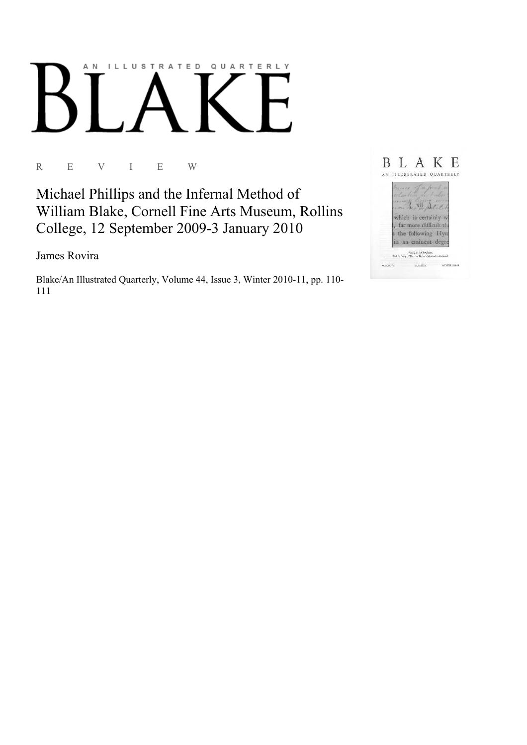# BLAKE

AN ILLUSTRATED QUARTERLY

R E V I E W

## Michael Phillips and the Infernal Method of William Blake, Cornell Fine Arts Museum, Rollins College, 12 September 2009-3 January 2010

James Rovira

Blake/An Illustrated Quarterly, Volume 44, Issue 3, Winter 2010-11, pp. 110-111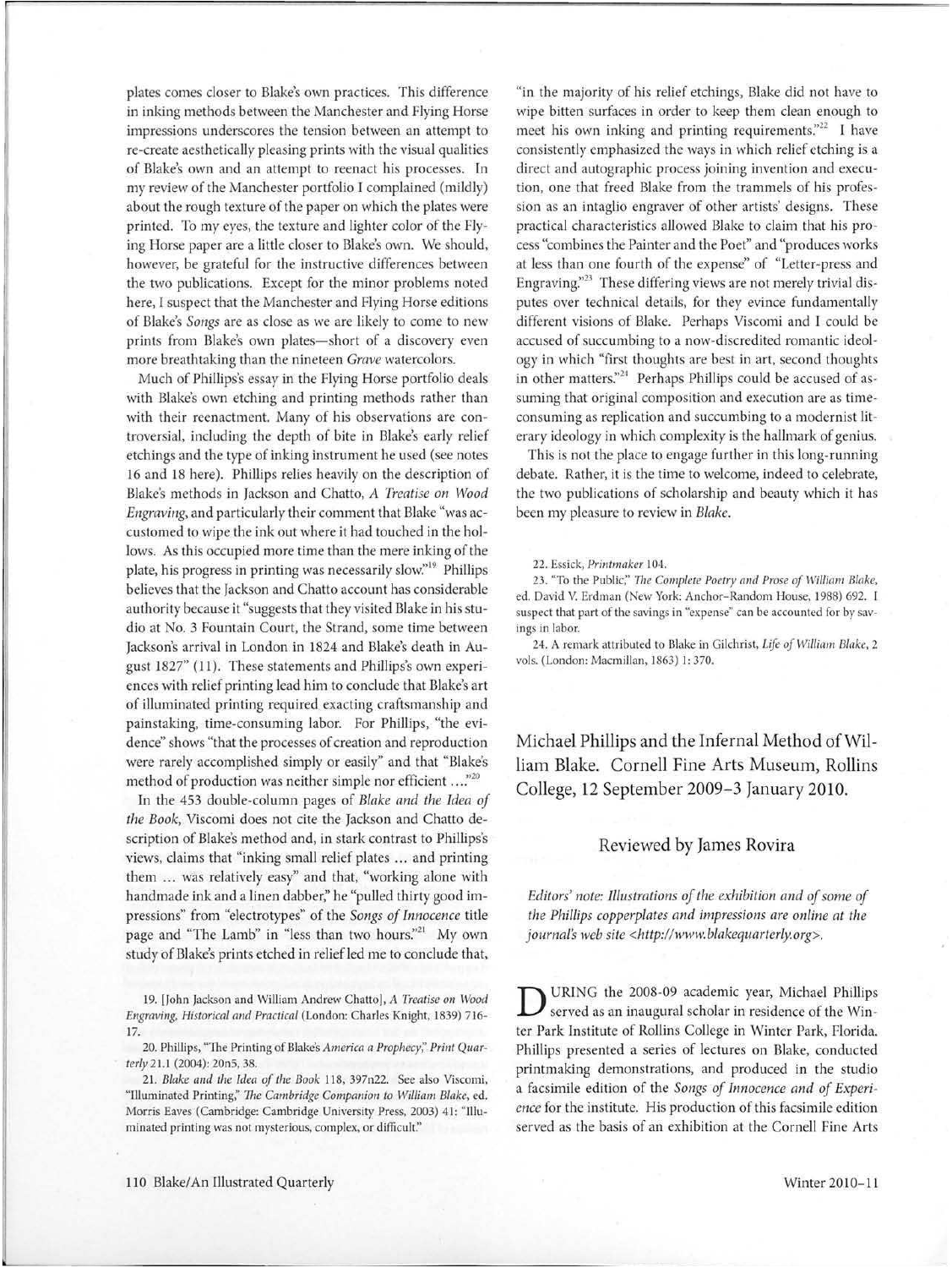plates comes closer to Blake's own practices. This difference in inking methods between the Manchester and Flying Horse impressions underscores the tension between an attempt to re-create aesthetically pleasing prints with the visual qualities of Blake's own and an attempt to reenact his processes. In my review of the Manchester portfolio I complained (mildly) about the rough texture of the paper on which the plates were printed. To my eyes, the texture and lighter color of the Flying Horse paper are a little closer to Blake's own. We should, however, be grateful for the instructive differences between the two publications. Except for the minor problems noted here, I suspect that the Manchester and Flying Horse editions of Blake's *Songs* are as close as we are likely to come to new prints from Blake's own plates—short of a discovery even more breathtaking than the nineteen *Grave* watercolors.

Much of Phillips's essay in the Flying Horse portfolio deals with Blake's own etching and printing methods rather than with their reenactment. Many of his observations are controversial, including the depth of bite in Blake's early relief etchings and the type of inking instrument he used (see notes 16 and 18 here). Phillips relies heavily on the description of Blake's methods in Jackson and Chatto, *A Treatise on Wood Engraving*, and particularly their comment that Blake "was accustomed to wipe the ink out where it had touched in the hollows. As this occupied more time than the mere inking of the plate, his progress in printing was necessarily slow."[19] Phillips believes that the Jackson and Chatto account has considerable authority because it "suggests that they visited Blake in his studio at No. 3 Fountain Court, the Strand, some time between Jackson's arrival in London in 1824 and Blake's death in August 1827" (11). These statements and Phillips's own experiences with relief printing lead him to conclude that Blake's art of illuminated printing required exacting craftsmanship and painstaking, time-consuming labor. For Phillips, "the evidence" shows "that the processes of creation and reproduction were rarely accomplished simply or easily" and that "Blake's method of production was neither simple nor efficient ...."[20]

In the 453 double-column pages of *Blake and the Idea of the Book*, Viscomi does not cite the Jackson and Chatto description of Blake's method and, in stark contrast to Phillips's views, claims that "inking small relief plates ... and printing them ... was relatively easy" and that, "working alone with handmade ink and a linen dabber," he "pulled thirty good impressions" from "electrotypes" of the *Songs of Innocence* title page and "The Lamb" in "less than two hours."[21] My own study of Blake's prints etched in relief led me to conclude that, "in the majority of his relief etchings, Blake did not have to wipe bitten surfaces in order to keep them clean enough to meet his own inking and printing requirements."[22] I have consistently emphasized the ways in which relief etching is a direct and autographic process joining invention and execution, one that freed Blake from the trammels of his profession as an intaglio engraver of other artists' designs. These practical characteristics allowed Blake to claim that his process "combines the Painter and the Poet" and "produces works at less than one fourth of the expense" of "Letter-press and Engraving."[23] These differing views are not merely trivial disputes over technical details, for they evince fundamentally different visions of Blake. Perhaps Viscomi and I could be accused of succumbing to a now-discredited romantic ideology in which "first thoughts are best in art, second thoughts in other matters."[24] Perhaps Phillips could be accused of assuming that original composition and execution are as time-consuming as replication and succumbing to a modernist literary ideology in which complexity is the hallmark of genius.

This is not the place to engage further in this long-running debate. Rather, it is the time to welcome, indeed to celebrate, the two publications of scholarship and beauty which it has been my pleasure to review in *Blake*.

19. [John Jackson and William Andrew Chatto], *A Treatise on Wood Engraving, Historical and Practical* (London: Charles Knight, 1839) 716-17.

20. Phillips, "The Printing of Blake's *America a Prophecy*," *Print Quarterly* 21.1 (2004): 20n5, 38.

21. *Blake and the Idea of the Book* 118, 397n22. See also Viscomi, "Illuminated Printing," *The Cambridge Companion to William Blake*, ed. Morris Eaves (Cambridge: Cambridge University Press, 2003) 41: "Illuminated printing was not mysterious, complex, or difficult."

22. Essick, *Printmaker* 104.

23. "To the Public," *The Complete Poetry and Prose of William Blake*, ed. David V. Erdman (New York: Anchor-Random House, 1988) 692. I suspect that part of the savings in "expense" can be accounted for by savings in labor.

24. A remark attributed to Blake in Gilchrist, *Life of William Blake*, 2 vols. (London: Macmillan, 1863) 1: 370.

## Michael Phillips and the Infernal Method of William Blake. Cornell Fine Arts Museum, Rollins College, 12 September 2009–3 January 2010.

### Reviewed by James Rovira

*Editors' note: Illustrations of the exhibition and of some of the Phillips copperplates and impressions are online at the journal's web site <http://www.blakequarterly.org>.*

DURING the 2008-09 academic year, Michael Phillips served as an inaugural scholar in residence of the Winter Park Institute of Rollins College in Winter Park, Florida. Phillips presented a series of lectures on Blake, conducted printmaking demonstrations, and produced in the studio a facsimile edition of the *Songs of Innocence and of Experience* for the institute. His production of this facsimile edition served as the basis of an exhibition at the Cornell Fine Arts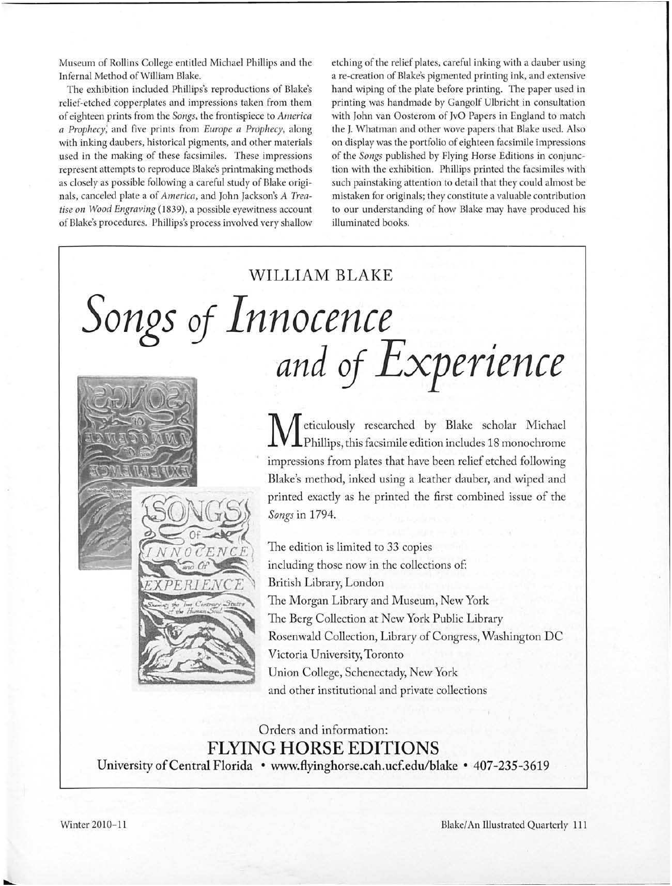Museum of Rollins College entitled Michael Phillips and the Infernal Method of William Blake.

The exhibition included Phillips's reproductions of Blake's relief-etched copperplates and impressions taken from them of eighteen prints from the *Songs*, the frontispiece to *America a Prophecy*, and five prints from *Europe a Prophecy*, along with inking daubers, historical pigments, and other materials used in the making of these facsimiles. These impressions represent attempts to reproduce Blake's printmaking methods as closely as possible following a careful study of Blake originals, canceled plate a of *America*, and John Jackson's *A Treatise on Wood Engraving* (1839), a possible eyewitness account of Blake's procedures. Phillips's process involved very shallow etching of the relief plates, careful inking with a dauber using a re-creation of Blake's pigmented printing ink, and extensive hand wiping of the plate before printing. The paper used in printing was handmade by Gangolf Ulbricht in consultation with John van Oosterom of JvO Papers in England to match the J. Whatman and other wove papers that Blake used. Also on display was the portfolio of eighteen facsimile impressions of the *Songs* published by Flying Horse Editions in conjunction with the exhibition. Phillips printed the facsimiles with such painstaking attention to detail that they could almost be mistaken for originals; they constitute a valuable contribution to our understanding of how Blake may have produced his illuminated books.

WILLIAM BLAKE

# *Songs of Innocence and of Experience*

Meticulously researched by Blake scholar Michael Phillips, this facsimile edition includes 18 monochrome impressions from plates that have been relief etched following Blake's method, inked using a leather dauber, and wiped and printed exactly as he printed the first combined issue of the *Songs* in 1794.

The edition is limited to 33 copies including those now in the collections of:
British Library, London
The Morgan Library and Museum, New York
The Berg Collection at New York Public Library
Rosenwald Collection, Library of Congress, Washington DC
Victoria University, Toronto
Union College, Schenectady, New York
and other institutional and private collections

Orders and information:

**FLYING HORSE EDITIONS**

University of Central Florida • www.flyinghorse.cah.ucf.edu/blake • 407-235-3619